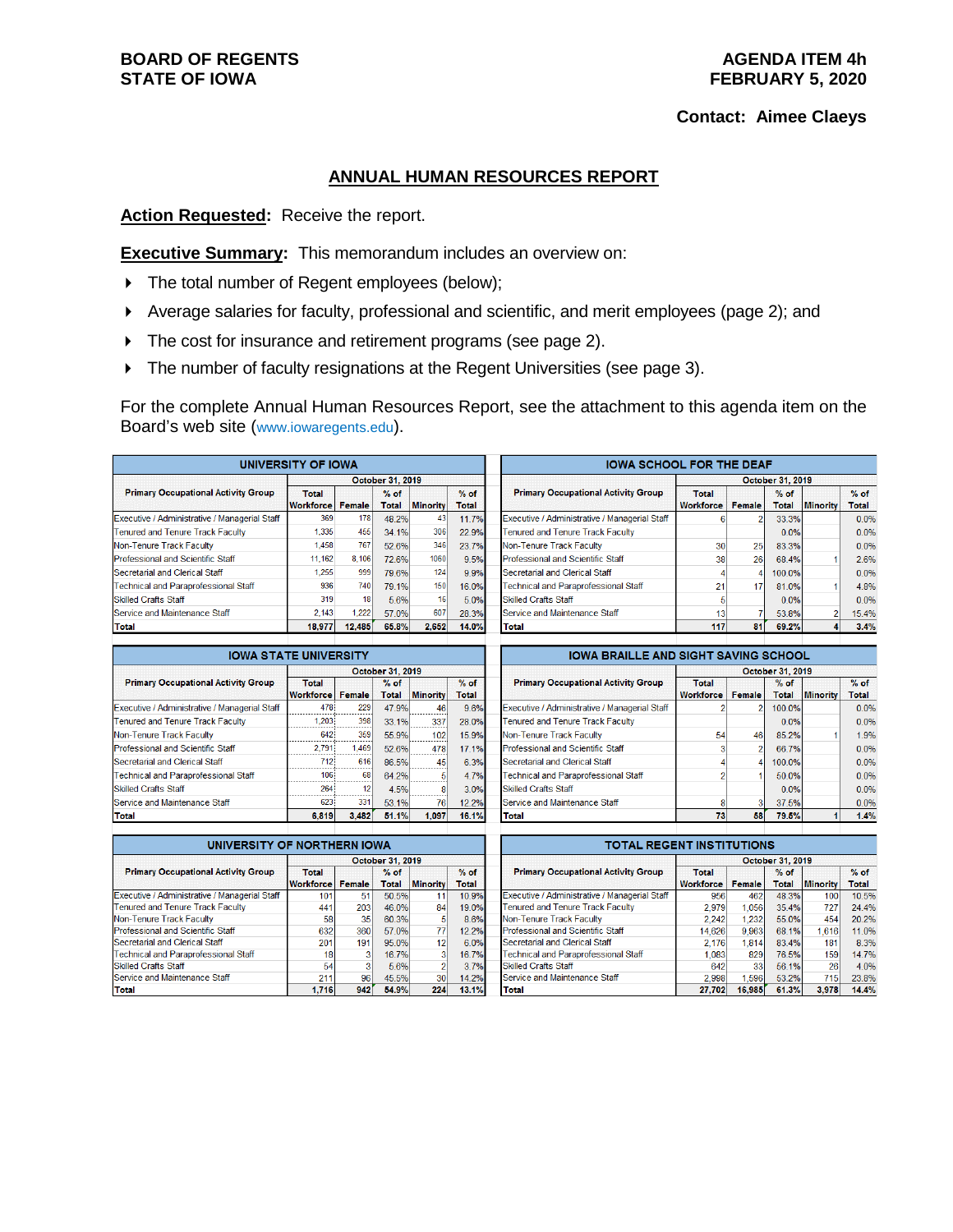**BOARD OF REGENTS**
**STATE OF IOWA**

**AGENDA ITEM 4h**
**FEBRUARY 5, 2020**

**Contact: Aimee Claeys**

## ANNUAL HUMAN RESOURCES REPORT

**Action Requested:** Receive the report.

**Executive Summary:** This memorandum includes an overview on:

- The total number of Regent employees (below);
- Average salaries for faculty, professional and scientific, and merit employees (page 2); and
- The cost for insurance and retirement programs (see page 2).
- The number of faculty resignations at the Regent Universities (see page 3).

For the complete Annual Human Resources Report, see the attachment to this agenda item on the Board's web site (www.iowaregents.edu).

**UNIVERSITY OF IOWA**

| Primary Occupational Activity Group | October 31, 2019 | | | | |
|---|---|---|---|---|---|
| | Total Workforce | Female | % of Total | Minority | % of Total |
| Executive / Administrative / Managerial Staff | 369 | 178 | 48.2% | 43 | 11.7% |
| Tenured and Tenure Track Faculty | 1,336 | 456 | 34.1% | 306 | 22.9% |
| Non-Tenure Track Faculty | 1,458 | 767 | 52.6% | 346 | 23.7% |
| Professional and Scientific Staff | 11,162 | 8,106 | 72.6% | 1060 | 9.5% |
| Secretarial and Clerical Staff | 1,255 | 999 | 79.6% | 124 | 9.9% |
| Technical and Paraprofessional Staff | 936 | 740 | 79.1% | 150 | 16.0% |
| Skilled Crafts Staff | 319 | 18 | 5.6% | 16 | 5.0% |
| Service and Maintenance Staff | 2,143 | 1,222 | 57.0% | 607 | 28.3% |
| **Total** | **18,977** | **12,485** | **65.8%** | **2,652** | **14.0%** |

**IOWA STATE UNIVERSITY**

| Primary Occupational Activity Group | October 31, 2019 | | | | |
|---|---|---|---|---|---|
| | Total Workforce | Female | % of Total | Minority | % of Total |
| Executive / Administrative / Managerial Staff | 478 | 229 | 47.9% | 46 | 9.6% |
| Tenured and Tenure Track Faculty | 1,203 | 398 | 33.1% | 337 | 28.0% |
| Non-Tenure Track Faculty | 642 | 359 | 55.9% | 102 | 15.9% |
| Professional and Scientific Staff | 2,791 | 1,469 | 52.6% | 478 | 17.1% |
| Secretarial and Clerical Staff | 712 | 616 | 86.5% | 45 | 6.3% |
| Technical and Paraprofessional Staff | 106 | 68 | 64.2% | 5 | 4.7% |
| Skilled Crafts Staff | 264 | 12 | 4.5% | 8 | 3.0% |
| Service and Maintenance Staff | 623 | 331 | 53.1% | 76 | 12.2% |
| **Total** | **6,819** | **3,482** | **51.1%** | **1,097** | **16.1%** |

**UNIVERSITY OF NORTHERN IOWA**

| Primary Occupational Activity Group | October 31, 2019 | | | | |
|---|---|---|---|---|---|
| | Total Workforce | Female | % of Total | Minority | % of Total |
| Executive / Administrative / Managerial Staff | 101 | 51 | 50.5% | 11 | 10.9% |
| Tenured and Tenure Track Faculty | 441 | 203 | 46.0% | 84 | 19.0% |
| Non-Tenure Track Faculty | 58 | 35 | 60.3% | 5 | 8.6% |
| Professional and Scientific Staff | 632 | 360 | 57.0% | 77 | 12.2% |
| Secretarial and Clerical Staff | 201 | 191 | 95.0% | 12 | 6.0% |
| Technical and Paraprofessional Staff | 18 | 3 | 16.7% | 3 | 16.7% |
| Skilled Crafts Staff | 54 | 3 | 5.6% | 2 | 3.7% |
| Service and Maintenance Staff | 211 | 96 | 45.5% | 30 | 14.2% |
| **Total** | **1,716** | **942** | **54.9%** | **224** | **13.1%** |

**IOWA SCHOOL FOR THE DEAF**

| Primary Occupational Activity Group | October 31, 2019 | | | | |
|---|---|---|---|---|---|
| | Total Workforce | Female | % of Total | Minority | % of Total |
| Executive / Administrative / Managerial Staff | 6 | 2 | 33.3% | | 0.0% |
| Tenured and Tenure Track Faculty | | | 0.0% | | 0.0% |
| Non-Tenure Track Faculty | 30 | 25 | 83.3% | | 0.0% |
| Professional and Scientific Staff | 38 | 26 | 68.4% | 1 | 2.6% |
| Secretarial and Clerical Staff | 4 | 4 | 100.0% | | 0.0% |
| Technical and Paraprofessional Staff | 21 | 17 | 81.0% | 1 | 4.8% |
| Skilled Crafts Staff | 5 | | 0.0% | | 0.0% |
| Service and Maintenance Staff | 13 | 7 | 53.8% | 2 | 15.4% |
| **Total** | **117** | **81** | **69.2%** | **4** | **3.4%** |

**IOWA BRAILLE AND SIGHT SAVING SCHOOL**

| Primary Occupational Activity Group | October 31, 2019 | | | | |
|---|---|---|---|---|---|
| | Total Workforce | Female | % of Total | Minority | % of Total |
| Executive / Administrative / Managerial Staff | 2 | 2 | 100.0% | | 0.0% |
| Tenured and Tenure Track Faculty | | | 0.0% | | 0.0% |
| Non-Tenure Track Faculty | 54 | 46 | 85.2% | 1 | 1.9% |
| Professional and Scientific Staff | 3 | 2 | 66.7% | | 0.0% |
| Secretarial and Clerical Staff | 4 | 4 | 100.0% | | 0.0% |
| Technical and Paraprofessional Staff | 2 | 1 | 50.0% | | 0.0% |
| Skilled Crafts Staff | | | 0.0% | | 0.0% |
| Service and Maintenance Staff | 8 | 3 | 37.5% | | 0.0% |
| **Total** | **73** | **58** | **79.5%** | **1** | **1.4%** |

**TOTAL REGENT INSTITUTIONS**

| Primary Occupational Activity Group | October 31, 2019 | | | | |
|---|---|---|---|---|---|
| | Total Workforce | Female | % of Total | Minority | % of Total |
| Executive / Administrative / Managerial Staff | 956 | 462 | 48.3% | 100 | 10.5% |
| Tenured and Tenure Track Faculty | 2,979 | 1,056 | 35.4% | 727 | 24.4% |
| Non-Tenure Track Faculty | 2,242 | 1,232 | 55.0% | 454 | 20.2% |
| Professional and Scientific Staff | 14,626 | 9,963 | 68.1% | 1,616 | 11.0% |
| Secretarial and Clerical Staff | 2,176 | 1,814 | 83.4% | 181 | 8.3% |
| Technical and Paraprofessional Staff | 1,083 | 829 | 76.5% | 159 | 14.7% |
| Skilled Crafts Staff | 642 | 33 | 5.1% | 26 | 4.0% |
| Service and Maintenance Staff | 2,998 | 1,596 | 53.2% | 715 | 23.8% |
| **Total** | **27,702** | **16,985** | **61.3%** | **3,978** | **14.4%** |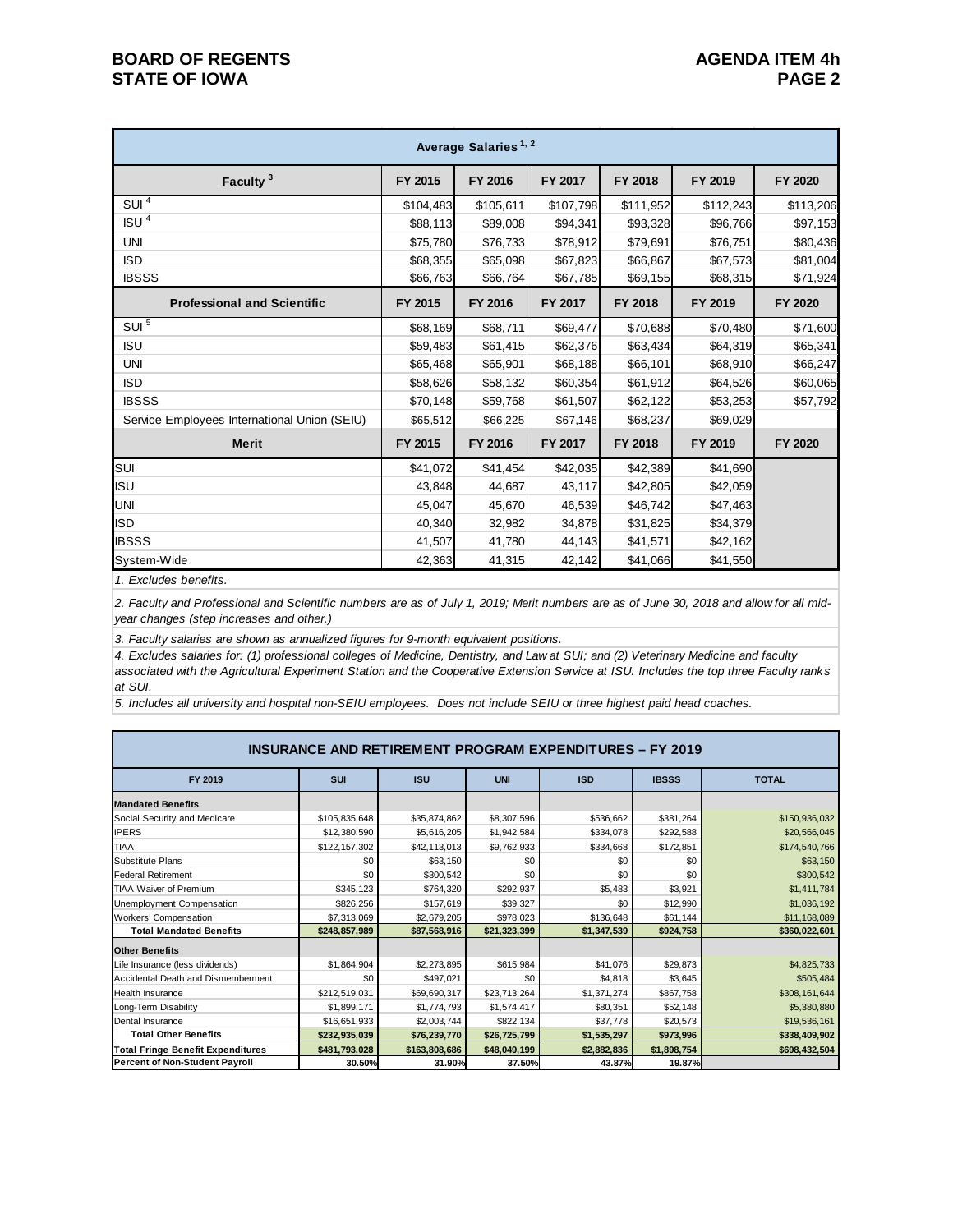| Average Salaries [1, 2] | | | | | | |
|---|---|---|---|---|---|---|
| **Faculty [3]** | **FY 2015** | **FY 2016** | **FY 2017** | **FY 2018** | **FY 2019** | **FY 2020** |
| SUI [4] | $104,483 | $105,611 | $107,798 | $111,952 | $112,243 | $113,206 |
| ISU [4] | $88,113 | $89,008 | $94,341 | $93,328 | $96,766 | $97,153 |
| UNI | $75,780 | $76,733 | $78,912 | $79,691 | $76,751 | $80,436 |
| ISD | $68,355 | $65,098 | $67,823 | $66,867 | $67,573 | $81,004 |
| IBSSS | $66,763 | $66,764 | $67,785 | $69,155 | $68,315 | $71,924 |
| **Professional and Scientific** | **FY 2015** | **FY 2016** | **FY 2017** | **FY 2018** | **FY 2019** | **FY 2020** |
| SUI [5] | $68,169 | $68,711 | $69,477 | $70,688 | $70,480 | $71,600 |
| ISU | $59,483 | $61,415 | $62,376 | $63,434 | $64,319 | $65,341 |
| UNI | $65,468 | $65,901 | $68,188 | $66,101 | $68,910 | $66,247 |
| ISD | $58,626 | $58,132 | $60,354 | $61,912 | $64,526 | $60,065 |
| IBSSS | $70,148 | $59,768 | $61,507 | $62,122 | $53,253 | $57,792 |
| Service Employees International Union (SEIU) | $65,512 | $66,225 | $67,146 | $68,237 | $69,029 | |
| **Merit** | **FY 2015** | **FY 2016** | **FY 2017** | **FY 2018** | **FY 2019** | **FY 2020** |
| SUI | $41,072 | $41,454 | $42,035 | $42,389 | $41,690 | |
| ISU | 43,848 | 44,687 | 43,117 | $42,805 | $42,059 | |
| UNI | 45,047 | 45,670 | 46,539 | $46,742 | $47,463 | |
| ISD | 40,340 | 32,982 | 34,878 | $31,825 | $34,379 | |
| IBSSS | 41,507 | 41,780 | 44,143 | $41,571 | $42,162 | |
| System-Wide | 42,363 | 41,315 | 42,142 | $41,066 | $41,550 | |

*1. Excludes benefits.*

*2. Faculty and Professional and Scientific numbers are as of July 1, 2019; Merit numbers are as of June 30, 2018 and allow for all mid-year changes (step increases and other.)*

*3. Faculty salaries are shown as annualized figures for 9-month equivalent positions.*

*4. Excludes salaries for: (1) professional colleges of Medicine, Dentistry, and Law at SUI; and (2) Veterinary Medicine and faculty associated with the Agricultural Experiment Station and the Cooperative Extension Service at ISU. Includes the top three Faculty ranks at SUI.*

*5. Includes all university and hospital non-SEIU employees. Does not include SEIU or three highest paid head coaches.*

## INSURANCE AND RETIREMENT PROGRAM EXPENDITURES – FY 2019

| FY 2019 | SUI | ISU | UNI | ISD | IBSSS | TOTAL |
|---|---|---|---|---|---|---|
| **Mandated Benefits** | | | | | | |
| Social Security and Medicare | $105,835,648 | $35,874,862 | $8,307,596 | $536,662 | $381,264 | $150,936,032 |
| IPERS | $12,380,590 | $5,616,205 | $1,942,584 | $334,078 | $292,588 | $20,566,045 |
| TIAA | $122,157,302 | $42,113,013 | $9,762,933 | $334,668 | $172,851 | $174,540,766 |
| Substitute Plans | $0 | $63,150 | $0 | $0 | $0 | $63,150 |
| Federal Retirement | $0 | $300,542 | $0 | $0 | $0 | $300,542 |
| TIAA Waiver of Premium | $345,123 | $764,320 | $292,937 | $5,483 | $3,921 | $1,411,784 |
| Unemployment Compensation | $826,256 | $157,619 | $39,327 | $0 | $12,990 | $1,036,192 |
| Workers' Compensation | $7,313,069 | $2,679,205 | $978,023 | $136,648 | $61,144 | $11,168,089 |
| **Total Mandated Benefits** | **$248,857,989** | **$87,568,916** | **$21,323,399** | **$1,347,539** | **$924,758** | **$360,022,601** |
| **Other Benefits** | | | | | | |
| Life Insurance (less dividends) | $1,864,904 | $2,273,895 | $615,984 | $41,076 | $29,873 | $4,825,733 |
| Accidental Death and Dismemberment | $0 | $497,021 | $0 | $4,818 | $3,645 | $505,484 |
| Health Insurance | $212,519,031 | $69,690,317 | $23,713,264 | $1,371,274 | $867,758 | $308,161,644 |
| Long-Term Disability | $1,899,171 | $1,774,793 | $1,574,417 | $80,351 | $52,148 | $5,380,880 |
| Dental Insurance | $16,651,933 | $2,003,744 | $822,134 | $37,778 | $20,573 | $19,536,161 |
| **Total Other Benefits** | **$232,935,039** | **$76,239,770** | **$26,725,799** | **$1,535,297** | **$973,996** | **$338,409,902** |
| **Total Fringe Benefit Expenditures** | **$481,793,028** | **$163,808,686** | **$48,049,199** | **$2,882,836** | **$1,898,754** | **$698,432,504** |
| **Percent of Non-Student Payroll** | **30.50%** | **31.90%** | **37.50%** | **43.87%** | **19.87%** | |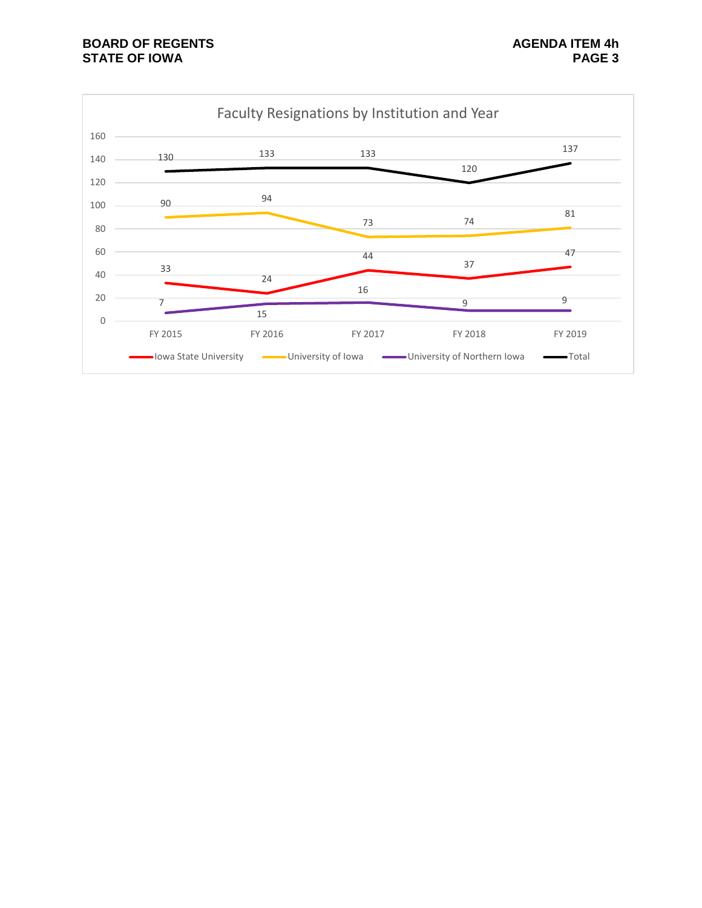Faculty Resignations by Institution and Year

160
140
120
100
80
60
40
20
0

130 133 133 120 137

90 94 73 74 81

33 24 44 37 47

7 15 16 9 9

FY 2015 FY 2016 FY 2017 FY 2018 FY 2019

Iowa State University University of Iowa University of Northern Iowa Total